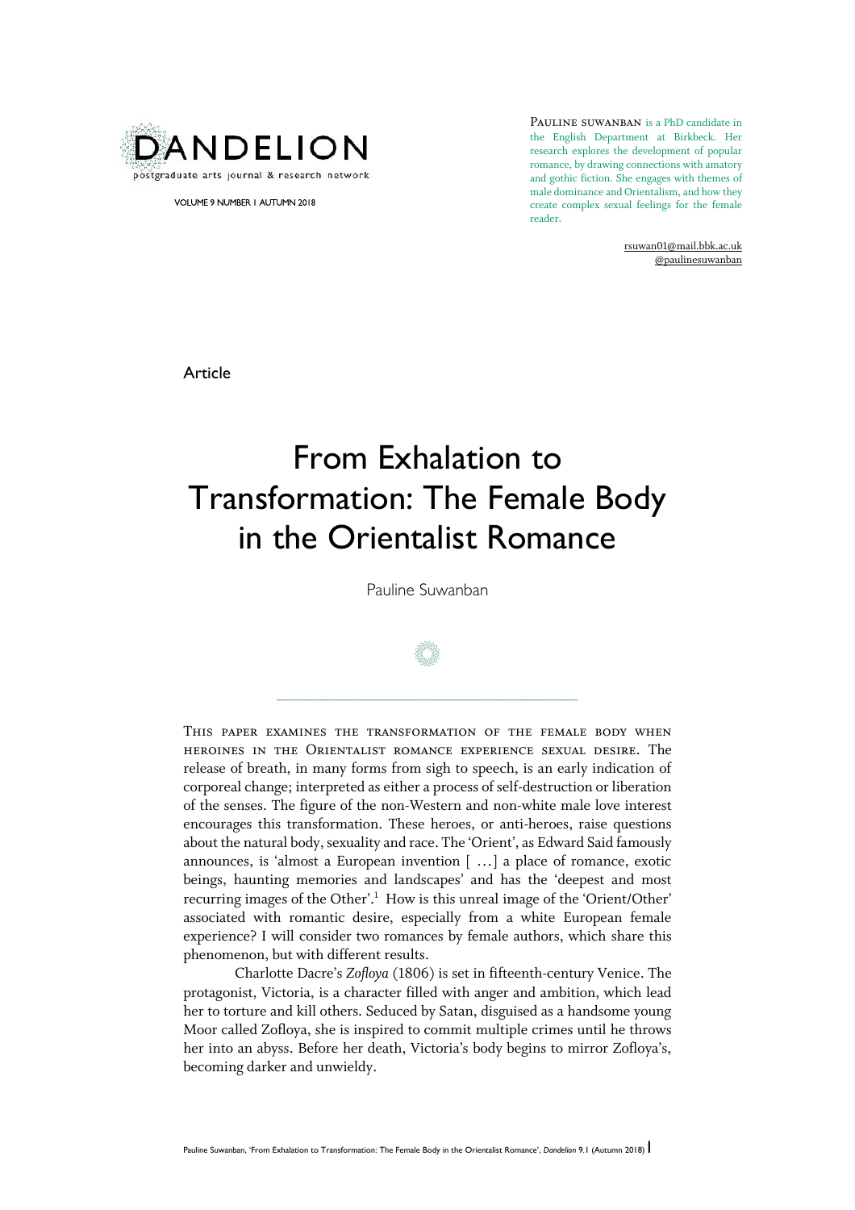DANDELION

postgraduate arts journal & research network

VOLUME 9 NUMBER 1 AUTUMN 2018

PAULINE SUWANBAN is a PhD candidate in the English Department at Birkbeck. Her research explores the development of popular romance, by drawing connections with amatory and gothic fiction. She engages with themes of male dominance and Orientalism, and how they create complex sexual feelings for the female reader.

rsuwan01@mail.bbk.ac.uk
@paulinesuwanban

Article

# From Exhalation to Transformation: The Female Body in the Orientalist Romance

Pauline Suwanban

---

THIS PAPER EXAMINES THE TRANSFORMATION OF THE FEMALE BODY WHEN HEROINES IN THE ORIENTALIST ROMANCE EXPERIENCE SEXUAL DESIRE. The release of breath, in many forms from sigh to speech, is an early indication of corporeal change; interpreted as either a process of self-destruction or liberation of the senses. The figure of the non-Western and non-white male love interest encourages this transformation. These heroes, or anti-heroes, raise questions about the natural body, sexuality and race. The 'Orient', as Edward Said famously announces, is 'almost a European invention [ …] a place of romance, exotic beings, haunting memories and landscapes' and has the 'deepest and most recurring images of the Other'.[1] How is this unreal image of the 'Orient/Other' associated with romantic desire, especially from a white European female experience? I will consider two romances by female authors, which share this phenomenon, but with different results.

Charlotte Dacre's *Zofloya* (1806) is set in fifteenth-century Venice. The protagonist, Victoria, is a character filled with anger and ambition, which lead her to torture and kill others. Seduced by Satan, disguised as a handsome young Moor called Zofloya, she is inspired to commit multiple crimes until he throws her into an abyss. Before her death, Victoria's body begins to mirror Zofloya's, becoming darker and unwieldy.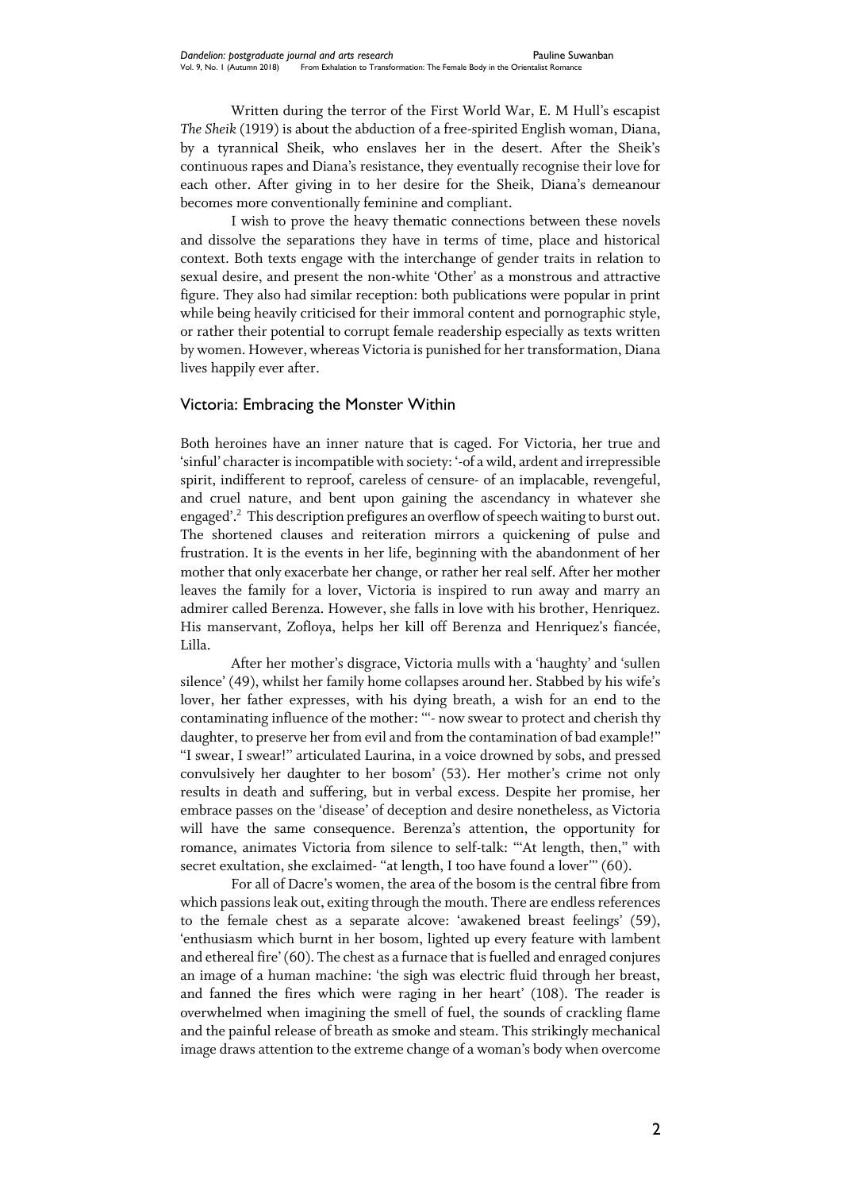Written during the terror of the First World War, E. M Hull's escapist *The Sheik* (1919) is about the abduction of a free-spirited English woman, Diana, by a tyrannical Sheik, who enslaves her in the desert. After the Sheik's continuous rapes and Diana's resistance, they eventually recognise their love for each other. After giving in to her desire for the Sheik, Diana's demeanour becomes more conventionally feminine and compliant.

I wish to prove the heavy thematic connections between these novels and dissolve the separations they have in terms of time, place and historical context. Both texts engage with the interchange of gender traits in relation to sexual desire, and present the non-white 'Other' as a monstrous and attractive figure. They also had similar reception: both publications were popular in print while being heavily criticised for their immoral content and pornographic style, or rather their potential to corrupt female readership especially as texts written by women. However, whereas Victoria is punished for her transformation, Diana lives happily ever after.

## Victoria: Embracing the Monster Within

Both heroines have an inner nature that is caged. For Victoria, her true and 'sinful' character is incompatible with society: '-of a wild, ardent and irrepressible spirit, indifferent to reproof, careless of censure- of an implacable, revengeful, and cruel nature, and bent upon gaining the ascendancy in whatever she engaged'.[2] This description prefigures an overflow of speech waiting to burst out. The shortened clauses and reiteration mirrors a quickening of pulse and frustration. It is the events in her life, beginning with the abandonment of her mother that only exacerbate her change, or rather her real self. After her mother leaves the family for a lover, Victoria is inspired to run away and marry an admirer called Berenza. However, she falls in love with his brother, Henriquez. His manservant, Zofloya, helps her kill off Berenza and Henriquez's fiancée, Lilla.

After her mother's disgrace, Victoria mulls with a 'haughty' and 'sullen silence' (49), whilst her family home collapses around her. Stabbed by his wife's lover, her father expresses, with his dying breath, a wish for an end to the contaminating influence of the mother: '"- now swear to protect and cherish thy daughter, to preserve her from evil and from the contamination of bad example!" "I swear, I swear!" articulated Laurina, in a voice drowned by sobs, and pressed convulsively her daughter to her bosom' (53). Her mother's crime not only results in death and suffering, but in verbal excess. Despite her promise, her embrace passes on the 'disease' of deception and desire nonetheless, as Victoria will have the same consequence. Berenza's attention, the opportunity for romance, animates Victoria from silence to self-talk: '"At length, then," with secret exultation, she exclaimed- "at length, I too have found a lover"' (60).

For all of Dacre's women, the area of the bosom is the central fibre from which passions leak out, exiting through the mouth. There are endless references to the female chest as a separate alcove: 'awakened breast feelings' (59), 'enthusiasm which burnt in her bosom, lighted up every feature with lambent and ethereal fire' (60). The chest as a furnace that is fuelled and enraged conjures an image of a human machine: 'the sigh was electric fluid through her breast, and fanned the fires which were raging in her heart' (108). The reader is overwhelmed when imagining the smell of fuel, the sounds of crackling flame and the painful release of breath as smoke and steam. This strikingly mechanical image draws attention to the extreme change of a woman's body when overcome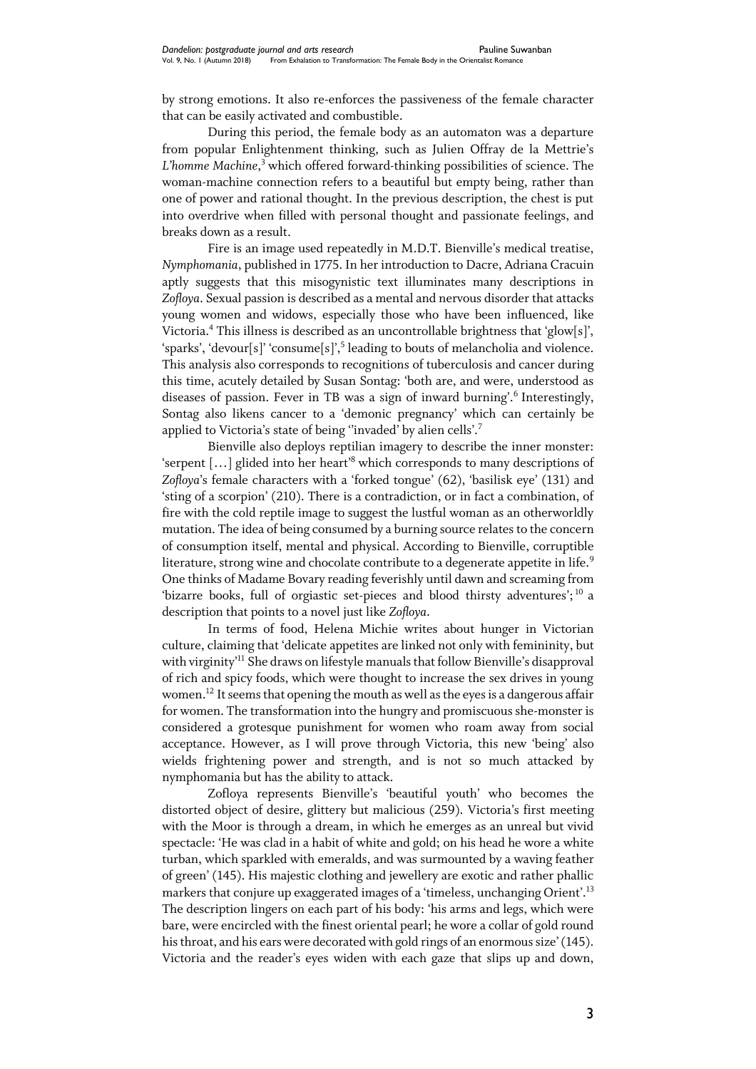by strong emotions. It also re-enforces the passiveness of the female character that can be easily activated and combustible.

During this period, the female body as an automaton was a departure from popular Enlightenment thinking, such as Julien Offray de la Mettrie's *L'homme Machine*,[3] which offered forward-thinking possibilities of science. The woman-machine connection refers to a beautiful but empty being, rather than one of power and rational thought. In the previous description, the chest is put into overdrive when filled with personal thought and passionate feelings, and breaks down as a result.

Fire is an image used repeatedly in M.D.T. Bienville's medical treatise, *Nymphomania*, published in 1775. In her introduction to Dacre, Adriana Cracuin aptly suggests that this misogynistic text illuminates many descriptions in *Zofloya*. Sexual passion is described as a mental and nervous disorder that attacks young women and widows, especially those who have been influenced, like Victoria.[4] This illness is described as an uncontrollable brightness that 'glow[s]', 'sparks', 'devour[s]' 'consume[s]',[5] leading to bouts of melancholia and violence. This analysis also corresponds to recognitions of tuberculosis and cancer during this time, acutely detailed by Susan Sontag: 'both are, and were, understood as diseases of passion. Fever in TB was a sign of inward burning'.[6] Interestingly, Sontag also likens cancer to a 'demonic pregnancy' which can certainly be applied to Victoria's state of being ''invaded' by alien cells'.[7]

Bienville also deploys reptilian imagery to describe the inner monster: 'serpent […] glided into her heart'[8] which corresponds to many descriptions of *Zofloya*'s female characters with a 'forked tongue' (62), 'basilisk eye' (131) and 'sting of a scorpion' (210). There is a contradiction, or in fact a combination, of fire with the cold reptile image to suggest the lustful woman as an otherworldly mutation. The idea of being consumed by a burning source relates to the concern of consumption itself, mental and physical. According to Bienville, corruptible literature, strong wine and chocolate contribute to a degenerate appetite in life.[9] One thinks of Madame Bovary reading feverishly until dawn and screaming from 'bizarre books, full of orgiastic set-pieces and blood thirsty adventures';[10] a description that points to a novel just like *Zofloya*.

In terms of food, Helena Michie writes about hunger in Victorian culture, claiming that 'delicate appetites are linked not only with femininity, but with virginity'[11] She draws on lifestyle manuals that follow Bienville's disapproval of rich and spicy foods, which were thought to increase the sex drives in young women.[12] It seems that opening the mouth as well as the eyes is a dangerous affair for women. The transformation into the hungry and promiscuous she-monster is considered a grotesque punishment for women who roam away from social acceptance. However, as I will prove through Victoria, this new 'being' also wields frightening power and strength, and is not so much attacked by nymphomania but has the ability to attack.

Zofloya represents Bienville's 'beautiful youth' who becomes the distorted object of desire, glittery but malicious (259). Victoria's first meeting with the Moor is through a dream, in which he emerges as an unreal but vivid spectacle: 'He was clad in a habit of white and gold; on his head he wore a white turban, which sparkled with emeralds, and was surmounted by a waving feather of green' (145). His majestic clothing and jewellery are exotic and rather phallic markers that conjure up exaggerated images of a 'timeless, unchanging Orient'.[13] The description lingers on each part of his body: 'his arms and legs, which were bare, were encircled with the finest oriental pearl; he wore a collar of gold round his throat, and his ears were decorated with gold rings of an enormous size' (145). Victoria and the reader's eyes widen with each gaze that slips up and down,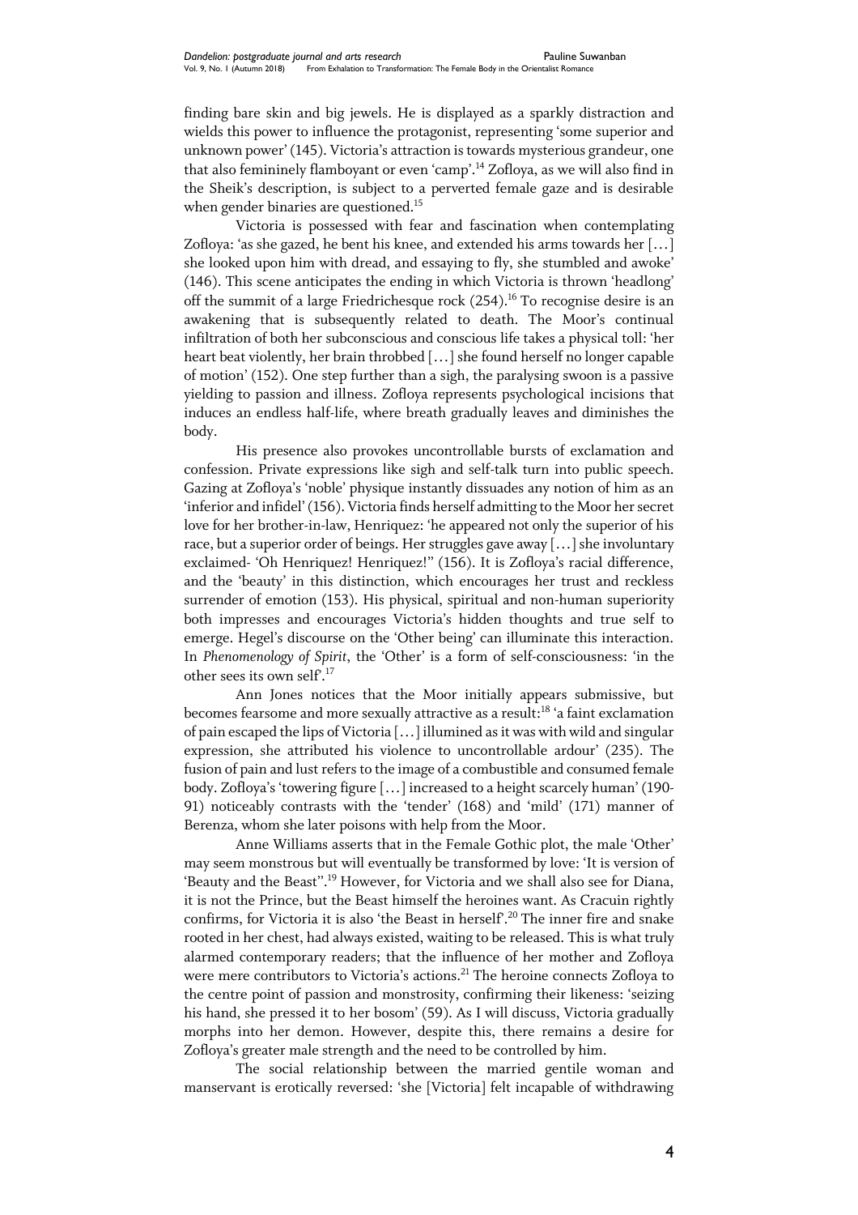finding bare skin and big jewels. He is displayed as a sparkly distraction and wields this power to influence the protagonist, representing 'some superior and unknown power' (145). Victoria's attraction is towards mysterious grandeur, one that also femininely flamboyant or even 'camp'.[14] Zofloya, as we will also find in the Sheik's description, is subject to a perverted female gaze and is desirable when gender binaries are questioned.[15]

Victoria is possessed with fear and fascination when contemplating Zofloya: 'as she gazed, he bent his knee, and extended his arms towards her […] she looked upon him with dread, and essaying to fly, she stumbled and awoke' (146). This scene anticipates the ending in which Victoria is thrown 'headlong' off the summit of a large Friedrichesque rock (254).[16] To recognise desire is an awakening that is subsequently related to death. The Moor's continual infiltration of both her subconscious and conscious life takes a physical toll: 'her heart beat violently, her brain throbbed […] she found herself no longer capable of motion' (152). One step further than a sigh, the paralysing swoon is a passive yielding to passion and illness. Zofloya represents psychological incisions that induces an endless half-life, where breath gradually leaves and diminishes the body.

His presence also provokes uncontrollable bursts of exclamation and confession. Private expressions like sigh and self-talk turn into public speech. Gazing at Zofloya's 'noble' physique instantly dissuades any notion of him as an 'inferior and infidel' (156). Victoria finds herself admitting to the Moor her secret love for her brother-in-law, Henriquez: 'he appeared not only the superior of his race, but a superior order of beings. Her struggles gave away […] she involuntary exclaimed- 'Oh Henriquez! Henriquez!'' (156). It is Zofloya's racial difference, and the 'beauty' in this distinction, which encourages her trust and reckless surrender of emotion (153). His physical, spiritual and non-human superiority both impresses and encourages Victoria's hidden thoughts and true self to emerge. Hegel's discourse on the 'Other being' can illuminate this interaction. In *Phenomenology of Spirit*, the 'Other' is a form of self-consciousness: 'in the other sees its own self'.[17]

Ann Jones notices that the Moor initially appears submissive, but becomes fearsome and more sexually attractive as a result:[18] 'a faint exclamation of pain escaped the lips of Victoria […] illumined as it was with wild and singular expression, she attributed his violence to uncontrollable ardour' (235). The fusion of pain and lust refers to the image of a combustible and consumed female body. Zofloya's 'towering figure […] increased to a height scarcely human' (190-91) noticeably contrasts with the 'tender' (168) and 'mild' (171) manner of Berenza, whom she later poisons with help from the Moor.

Anne Williams asserts that in the Female Gothic plot, the male 'Other' may seem monstrous but will eventually be transformed by love: 'It is version of 'Beauty and the Beast''.[19] However, for Victoria and we shall also see for Diana, it is not the Prince, but the Beast himself the heroines want. As Cracuin rightly confirms, for Victoria it is also 'the Beast in herself'.[20] The inner fire and snake rooted in her chest, had always existed, waiting to be released. This is what truly alarmed contemporary readers; that the influence of her mother and Zofloya were mere contributors to Victoria's actions.[21] The heroine connects Zofloya to the centre point of passion and monstrosity, confirming their likeness: 'seizing his hand, she pressed it to her bosom' (59). As I will discuss, Victoria gradually morphs into her demon. However, despite this, there remains a desire for Zofloya's greater male strength and the need to be controlled by him.

The social relationship between the married gentile woman and manservant is erotically reversed: 'she [Victoria] felt incapable of withdrawing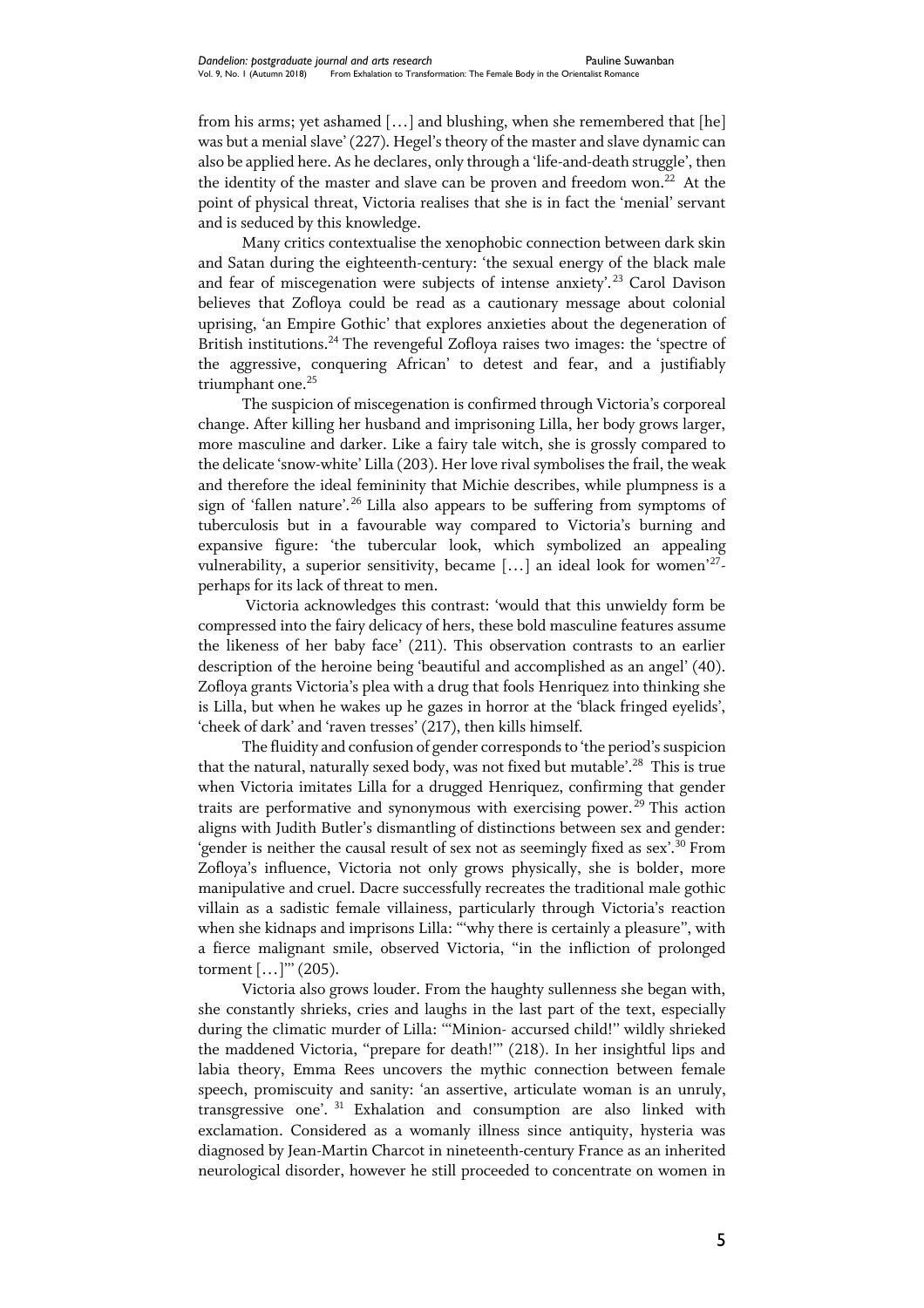from his arms; yet ashamed […] and blushing, when she remembered that [he] was but a menial slave' (227). Hegel's theory of the master and slave dynamic can also be applied here. As he declares, only through a 'life-and-death struggle', then the identity of the master and slave can be proven and freedom won.[22] At the point of physical threat, Victoria realises that she is in fact the 'menial' servant and is seduced by this knowledge.

Many critics contextualise the xenophobic connection between dark skin and Satan during the eighteenth-century: 'the sexual energy of the black male and fear of miscegenation were subjects of intense anxiety'.[23] Carol Davison believes that Zofloya could be read as a cautionary message about colonial uprising, 'an Empire Gothic' that explores anxieties about the degeneration of British institutions.[24] The revengeful Zofloya raises two images: the 'spectre of the aggressive, conquering African' to detest and fear, and a justifiably triumphant one.[25]

The suspicion of miscegenation is confirmed through Victoria's corporeal change. After killing her husband and imprisoning Lilla, her body grows larger, more masculine and darker. Like a fairy tale witch, she is grossly compared to the delicate 'snow-white' Lilla (203). Her love rival symbolises the frail, the weak and therefore the ideal femininity that Michie describes, while plumpness is a sign of 'fallen nature'.[26] Lilla also appears to be suffering from symptoms of tuberculosis but in a favourable way compared to Victoria's burning and expansive figure: 'the tubercular look, which symbolized an appealing vulnerability, a superior sensitivity, became […] an ideal look for women'[27]- perhaps for its lack of threat to men.

Victoria acknowledges this contrast: 'would that this unwieldy form be compressed into the fairy delicacy of hers, these bold masculine features assume the likeness of her baby face' (211). This observation contrasts to an earlier description of the heroine being 'beautiful and accomplished as an angel' (40). Zofloya grants Victoria's plea with a drug that fools Henriquez into thinking she is Lilla, but when he wakes up he gazes in horror at the 'black fringed eyelids', 'cheek of dark' and 'raven tresses' (217), then kills himself.

The fluidity and confusion of gender corresponds to 'the period's suspicion that the natural, naturally sexed body, was not fixed but mutable'.[28] This is true when Victoria imitates Lilla for a drugged Henriquez, confirming that gender traits are performative and synonymous with exercising power.[29] This action aligns with Judith Butler's dismantling of distinctions between sex and gender: 'gender is neither the causal result of sex not as seemingly fixed as sex'.[30] From Zofloya's influence, Victoria not only grows physically, she is bolder, more manipulative and cruel. Dacre successfully recreates the traditional male gothic villain as a sadistic female villainess, particularly through Victoria's reaction when she kidnaps and imprisons Lilla: '"why there is certainly a pleasure", with a fierce malignant smile, observed Victoria, "in the infliction of prolonged torment […]"' (205).

Victoria also grows louder. From the haughty sullenness she began with, she constantly shrieks, cries and laughs in the last part of the text, especially during the climatic murder of Lilla: '"Minion- accursed child!" wildly shrieked the maddened Victoria, "prepare for death!"' (218). In her insightful lips and labia theory, Emma Rees uncovers the mythic connection between female speech, promiscuity and sanity: 'an assertive, articulate woman is an unruly, transgressive one'.[31] Exhalation and consumption are also linked with exclamation. Considered as a womanly illness since antiquity, hysteria was diagnosed by Jean-Martin Charcot in nineteenth-century France as an inherited neurological disorder, however he still proceeded to concentrate on women in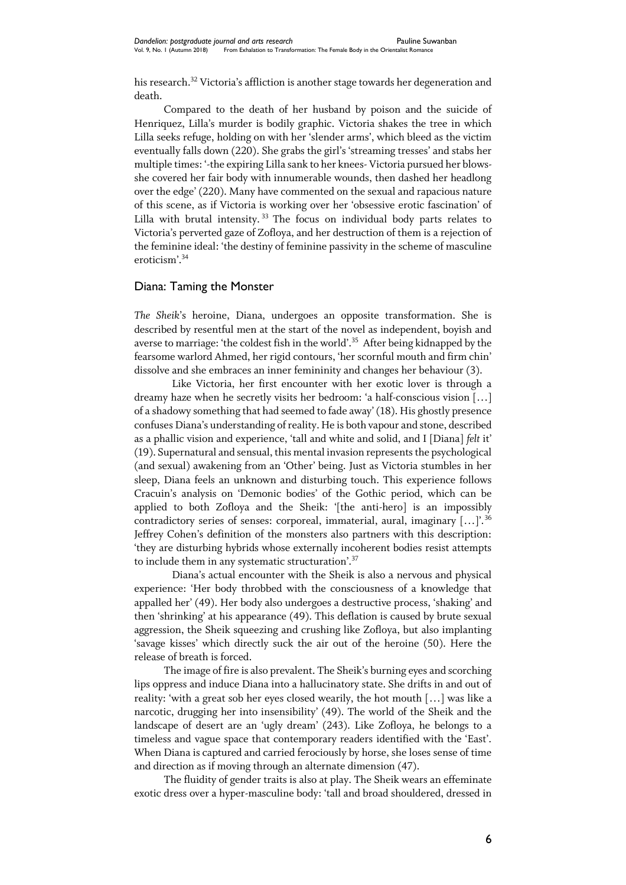his research.[32] Victoria's affliction is another stage towards her degeneration and death.

Compared to the death of her husband by poison and the suicide of Henriquez, Lilla's murder is bodily graphic. Victoria shakes the tree in which Lilla seeks refuge, holding on with her 'slender arms', which bleed as the victim eventually falls down (220). She grabs the girl's 'streaming tresses' and stabs her multiple times: '-the expiring Lilla sank to her knees- Victoria pursued her blows- she covered her fair body with innumerable wounds, then dashed her headlong over the edge' (220). Many have commented on the sexual and rapacious nature of this scene, as if Victoria is working over her 'obsessive erotic fascination' of Lilla with brutal intensity.[33] The focus on individual body parts relates to Victoria's perverted gaze of Zofloya, and her destruction of them is a rejection of the feminine ideal: 'the destiny of feminine passivity in the scheme of masculine eroticism'.[34]

## Diana: Taming the Monster

*The Sheik*'s heroine, Diana, undergoes an opposite transformation. She is described by resentful men at the start of the novel as independent, boyish and averse to marriage: 'the coldest fish in the world'.[35] After being kidnapped by the fearsome warlord Ahmed, her rigid contours, 'her scornful mouth and firm chin' dissolve and she embraces an inner femininity and changes her behaviour (3).

Like Victoria, her first encounter with her exotic lover is through a dreamy haze when he secretly visits her bedroom: 'a half-conscious vision […] of a shadowy something that had seemed to fade away' (18). His ghostly presence confuses Diana's understanding of reality. He is both vapour and stone, described as a phallic vision and experience, 'tall and white and solid, and I [Diana] *felt* it' (19). Supernatural and sensual, this mental invasion represents the psychological (and sexual) awakening from an 'Other' being. Just as Victoria stumbles in her sleep, Diana feels an unknown and disturbing touch. This experience follows Cracuin's analysis on 'Demonic bodies' of the Gothic period, which can be applied to both Zofloya and the Sheik: '[the anti-hero] is an impossibly contradictory series of senses: corporeal, immaterial, aural, imaginary […]'.[36] Jeffrey Cohen's definition of the monsters also partners with this description: 'they are disturbing hybrids whose externally incoherent bodies resist attempts to include them in any systematic structuration'.[37]

Diana's actual encounter with the Sheik is also a nervous and physical experience: 'Her body throbbed with the consciousness of a knowledge that appalled her' (49). Her body also undergoes a destructive process, 'shaking' and then 'shrinking' at his appearance (49). This deflation is caused by brute sexual aggression, the Sheik squeezing and crushing like Zofloya, but also implanting 'savage kisses' which directly suck the air out of the heroine (50). Here the release of breath is forced.

The image of fire is also prevalent. The Sheik's burning eyes and scorching lips oppress and induce Diana into a hallucinatory state. She drifts in and out of reality: 'with a great sob her eyes closed wearily, the hot mouth […] was like a narcotic, drugging her into insensibility' (49). The world of the Sheik and the landscape of desert are an 'ugly dream' (243). Like Zofloya, he belongs to a timeless and vague space that contemporary readers identified with the 'East'. When Diana is captured and carried ferociously by horse, she loses sense of time and direction as if moving through an alternate dimension (47).

The fluidity of gender traits is also at play. The Sheik wears an effeminate exotic dress over a hyper-masculine body: 'tall and broad shouldered, dressed in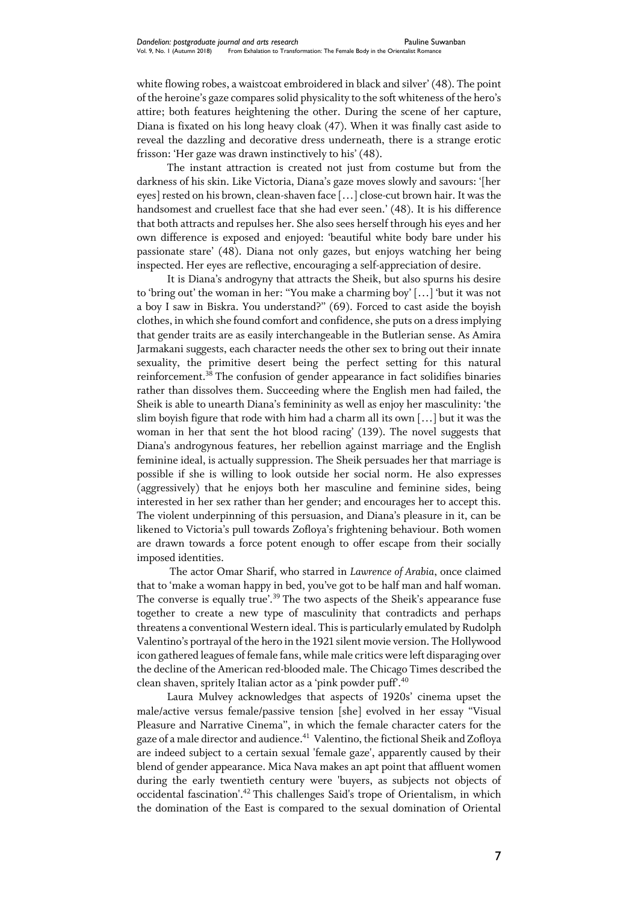white flowing robes, a waistcoat embroidered in black and silver' (48). The point of the heroine's gaze compares solid physicality to the soft whiteness of the hero's attire; both features heightening the other. During the scene of her capture, Diana is fixated on his long heavy cloak (47). When it was finally cast aside to reveal the dazzling and decorative dress underneath, there is a strange erotic frisson: 'Her gaze was drawn instinctively to his' (48).

The instant attraction is created not just from costume but from the darkness of his skin. Like Victoria, Diana's gaze moves slowly and savours: '[her eyes] rested on his brown, clean-shaven face […] close-cut brown hair. It was the handsomest and cruellest face that she had ever seen.' (48). It is his difference that both attracts and repulses her. She also sees herself through his eyes and her own difference is exposed and enjoyed: 'beautiful white body bare under his passionate stare' (48). Diana not only gazes, but enjoys watching her being inspected. Her eyes are reflective, encouraging a self-appreciation of desire.

It is Diana's androgyny that attracts the Sheik, but also spurns his desire to 'bring out' the woman in her: "You make a charming boy' […] 'but it was not a boy I saw in Biskra. You understand?" (69). Forced to cast aside the boyish clothes, in which she found comfort and confidence, she puts on a dress implying that gender traits are as easily interchangeable in the Butlerian sense. As Amira Jarmakani suggests, each character needs the other sex to bring out their innate sexuality, the primitive desert being the perfect setting for this natural reinforcement.[38] The confusion of gender appearance in fact solidifies binaries rather than dissolves them. Succeeding where the English men had failed, the Sheik is able to unearth Diana's femininity as well as enjoy her masculinity: 'the slim boyish figure that rode with him had a charm all its own […] but it was the woman in her that sent the hot blood racing' (139). The novel suggests that Diana's androgynous features, her rebellion against marriage and the English feminine ideal, is actually suppression. The Sheik persuades her that marriage is possible if she is willing to look outside her social norm. He also expresses (aggressively) that he enjoys both her masculine and feminine sides, being interested in her sex rather than her gender; and encourages her to accept this. The violent underpinning of this persuasion, and Diana's pleasure in it, can be likened to Victoria's pull towards Zofloya's frightening behaviour. Both women are drawn towards a force potent enough to offer escape from their socially imposed identities.

The actor Omar Sharif, who starred in *Lawrence of Arabia*, once claimed that to 'make a woman happy in bed, you've got to be half man and half woman. The converse is equally true'.[39] The two aspects of the Sheik's appearance fuse together to create a new type of masculinity that contradicts and perhaps threatens a conventional Western ideal. This is particularly emulated by Rudolph Valentino's portrayal of the hero in the 1921 silent movie version. The Hollywood icon gathered leagues of female fans, while male critics were left disparaging over the decline of the American red-blooded male. The Chicago Times described the clean shaven, spritely Italian actor as a 'pink powder puff'.[40]

Laura Mulvey acknowledges that aspects of 1920s' cinema upset the male/active versus female/passive tension [she] evolved in her essay "Visual Pleasure and Narrative Cinema", in which the female character caters for the gaze of a male director and audience.[41] Valentino, the fictional Sheik and Zofloya are indeed subject to a certain sexual 'female gaze', apparently caused by their blend of gender appearance. Mica Nava makes an apt point that affluent women during the early twentieth century were 'buyers, as subjects not objects of occidental fascination'.[42] This challenges Said's trope of Orientalism, in which the domination of the East is compared to the sexual domination of Oriental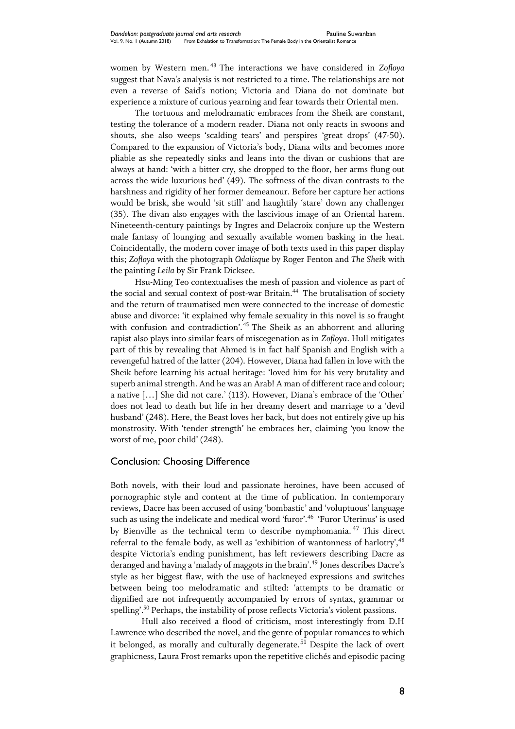women by Western men.[43] The interactions we have considered in *Zofloya* suggest that Nava's analysis is not restricted to a time. The relationships are not even a reverse of Said's notion; Victoria and Diana do not dominate but experience a mixture of curious yearning and fear towards their Oriental men.

The tortuous and melodramatic embraces from the Sheik are constant, testing the tolerance of a modern reader. Diana not only reacts in swoons and shouts, she also weeps 'scalding tears' and perspires 'great drops' (47-50). Compared to the expansion of Victoria's body, Diana wilts and becomes more pliable as she repeatedly sinks and leans into the divan or cushions that are always at hand: 'with a bitter cry, she dropped to the floor, her arms flung out across the wide luxurious bed' (49). The softness of the divan contrasts to the harshness and rigidity of her former demeanour. Before her capture her actions would be brisk, she would 'sit still' and haughtily 'stare' down any challenger (35). The divan also engages with the lascivious image of an Oriental harem. Nineteenth-century paintings by Ingres and Delacroix conjure up the Western male fantasy of lounging and sexually available women basking in the heat. Coincidentally, the modern cover image of both texts used in this paper display this; *Zofloya* with the photograph *Odalisque* by Roger Fenton and *The Sheik* with the painting *Leila* by Sir Frank Dicksee.

Hsu-Ming Teo contextualises the mesh of passion and violence as part of the social and sexual context of post-war Britain.[44] The brutalisation of society and the return of traumatised men were connected to the increase of domestic abuse and divorce: 'it explained why female sexuality in this novel is so fraught with confusion and contradiction'.[45] The Sheik as an abhorrent and alluring rapist also plays into similar fears of miscegenation as in *Zofloya*. Hull mitigates part of this by revealing that Ahmed is in fact half Spanish and English with a revengeful hatred of the latter (204). However, Diana had fallen in love with the Sheik before learning his actual heritage: 'loved him for his very brutality and superb animal strength. And he was an Arab! A man of different race and colour; a native […] She did not care.' (113). However, Diana's embrace of the 'Other' does not lead to death but life in her dreamy desert and marriage to a 'devil husband' (248). Here, the Beast loves her back, but does not entirely give up his monstrosity. With 'tender strength' he embraces her, claiming 'you know the worst of me, poor child' (248).

## Conclusion: Choosing Difference

Both novels, with their loud and passionate heroines, have been accused of pornographic style and content at the time of publication. In contemporary reviews, Dacre has been accused of using 'bombastic' and 'voluptuous' language such as using the indelicate and medical word 'furor'.[46] 'Furor Uterinus' is used by Bienville as the technical term to describe nymphomania.[47] This direct referral to the female body, as well as 'exhibition of wantonness of harlotry',[48] despite Victoria's ending punishment, has left reviewers describing Dacre as deranged and having a 'malady of maggots in the brain'.[49] Jones describes Dacre's style as her biggest flaw, with the use of hackneyed expressions and switches between being too melodramatic and stilted: 'attempts to be dramatic or dignified are not infrequently accompanied by errors of syntax, grammar or spelling'.[50] Perhaps, the instability of prose reflects Victoria's violent passions.

Hull also received a flood of criticism, most interestingly from D.H Lawrence who described the novel, and the genre of popular romances to which it belonged, as morally and culturally degenerate.[51] Despite the lack of overt graphicness, Laura Frost remarks upon the repetitive clichés and episodic pacing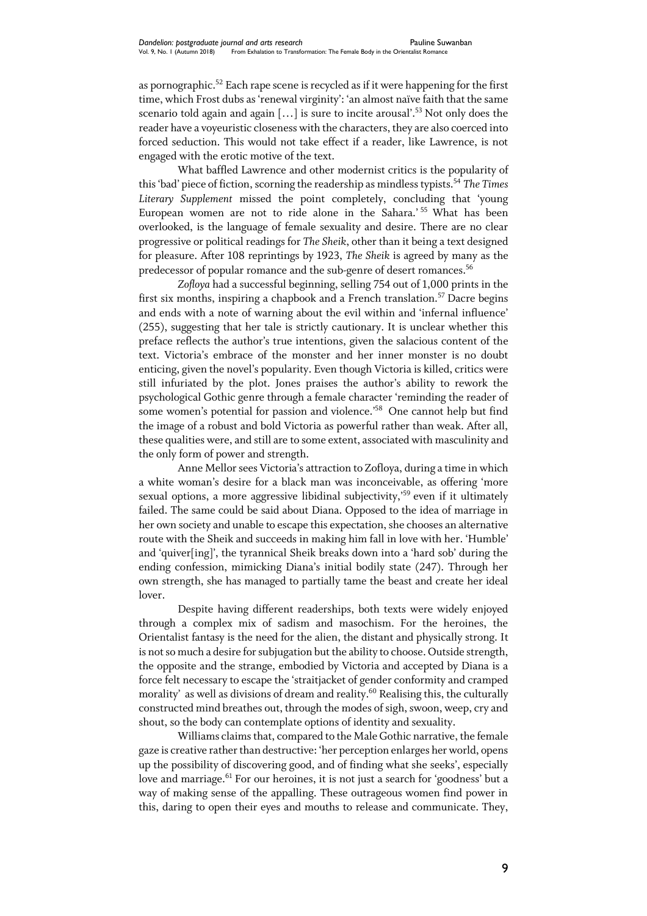as pornographic.[52] Each rape scene is recycled as if it were happening for the first time, which Frost dubs as 'renewal virginity': 'an almost naïve faith that the same scenario told again and again […] is sure to incite arousal'.[53] Not only does the reader have a voyeuristic closeness with the characters, they are also coerced into forced seduction. This would not take effect if a reader, like Lawrence, is not engaged with the erotic motive of the text.

What baffled Lawrence and other modernist critics is the popularity of this 'bad' piece of fiction, scorning the readership as mindless typists.[54] *The Times Literary Supplement* missed the point completely, concluding that 'young European women are not to ride alone in the Sahara.'[55] What has been overlooked, is the language of female sexuality and desire. There are no clear progressive or political readings for *The Sheik*, other than it being a text designed for pleasure. After 108 reprintings by 1923, *The Sheik* is agreed by many as the predecessor of popular romance and the sub-genre of desert romances.[56]

*Zofloya* had a successful beginning, selling 754 out of 1,000 prints in the first six months, inspiring a chapbook and a French translation.[57] Dacre begins and ends with a note of warning about the evil within and 'infernal influence' (255), suggesting that her tale is strictly cautionary. It is unclear whether this preface reflects the author's true intentions, given the salacious content of the text. Victoria's embrace of the monster and her inner monster is no doubt enticing, given the novel's popularity. Even though Victoria is killed, critics were still infuriated by the plot. Jones praises the author's ability to rework the psychological Gothic genre through a female character 'reminding the reader of some women's potential for passion and violence.'[58] One cannot help but find the image of a robust and bold Victoria as powerful rather than weak. After all, these qualities were, and still are to some extent, associated with masculinity and the only form of power and strength.

Anne Mellor sees Victoria's attraction to Zofloya, during a time in which a white woman's desire for a black man was inconceivable, as offering 'more sexual options, a more aggressive libidinal subjectivity,'[59] even if it ultimately failed. The same could be said about Diana. Opposed to the idea of marriage in her own society and unable to escape this expectation, she chooses an alternative route with the Sheik and succeeds in making him fall in love with her. 'Humble' and 'quiver[ing]', the tyrannical Sheik breaks down into a 'hard sob' during the ending confession, mimicking Diana's initial bodily state (247). Through her own strength, she has managed to partially tame the beast and create her ideal lover.

Despite having different readerships, both texts were widely enjoyed through a complex mix of sadism and masochism. For the heroines, the Orientalist fantasy is the need for the alien, the distant and physically strong. It is not so much a desire for subjugation but the ability to choose. Outside strength, the opposite and the strange, embodied by Victoria and accepted by Diana is a force felt necessary to escape the 'straitjacket of gender conformity and cramped morality' as well as divisions of dream and reality.[60] Realising this, the culturally constructed mind breathes out, through the modes of sigh, swoon, weep, cry and shout, so the body can contemplate options of identity and sexuality.

Williams claims that, compared to the Male Gothic narrative, the female gaze is creative rather than destructive: 'her perception enlarges her world, opens up the possibility of discovering good, and of finding what she seeks', especially love and marriage.[61] For our heroines, it is not just a search for 'goodness' but a way of making sense of the appalling. These outrageous women find power in this, daring to open their eyes and mouths to release and communicate. They,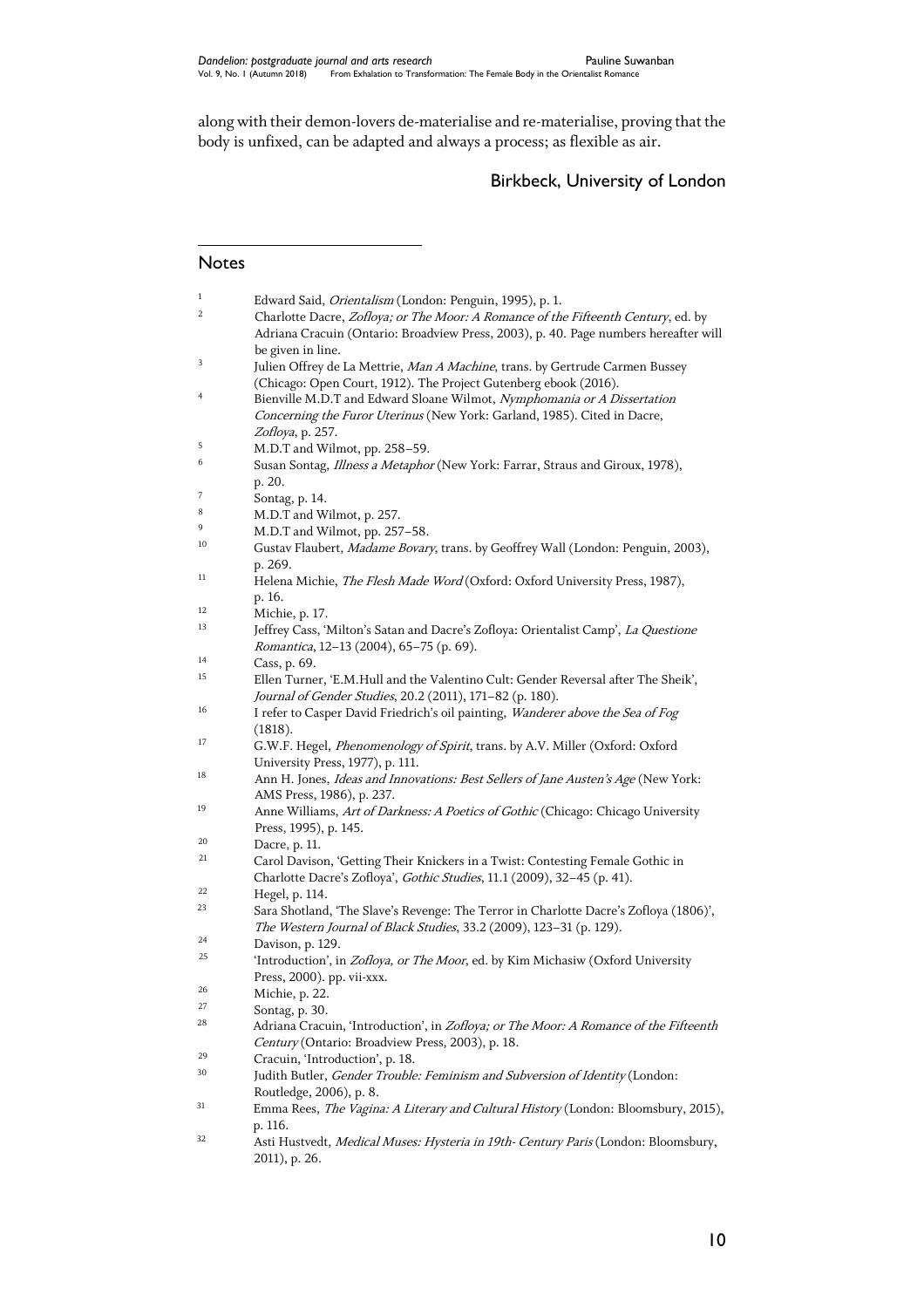along with their demon-lovers de-materialise and re-materialise, proving that the body is unfixed, can be adapted and always a process; as flexible as air.

Birkbeck, University of London

## Notes

1. Edward Said, *Orientalism* (London: Penguin, 1995), p. 1.
2. Charlotte Dacre, *Zofloya; or The Moor: A Romance of the Fifteenth Century*, ed. by Adriana Cracuin (Ontario: Broadview Press, 2003), p. 40. Page numbers hereafter will be given in line.
3. Julien Offrey de La Mettrie, *Man A Machine*, trans. by Gertrude Carmen Bussey (Chicago: Open Court, 1912). The Project Gutenberg ebook (2016).
4. Bienville M.D.T and Edward Sloane Wilmot, *Nymphomania or A Dissertation Concerning the Furor Uterinus* (New York: Garland, 1985). Cited in Dacre, *Zofloya*, p. 257.
5. M.D.T and Wilmot, pp. 258–59.
6. Susan Sontag, *Illness a Metaphor* (New York: Farrar, Straus and Giroux, 1978), p. 20.
7. Sontag, p. 14.
8. M.D.T and Wilmot, p. 257.
9. M.D.T and Wilmot, pp. 257–58.
10. Gustav Flaubert, *Madame Bovary*, trans. by Geoffrey Wall (London: Penguin, 2003), p. 269.
11. Helena Michie, *The Flesh Made Word* (Oxford: Oxford University Press, 1987), p. 16.
12. Michie, p. 17.
13. Jeffrey Cass, 'Milton's Satan and Dacre's Zofloya: Orientalist Camp', *La Questione Romantica*, 12–13 (2004), 65–75 (p. 69).
14. Cass, p. 69.
15. Ellen Turner, 'E.M.Hull and the Valentino Cult: Gender Reversal after The Sheik', *Journal of Gender Studies*, 20.2 (2011), 171–82 (p. 180).
16. I refer to Casper David Friedrich's oil painting, *Wanderer above the Sea of Fog* (1818).
17. G.W.F. Hegel, *Phenomenology of Spirit*, trans. by A.V. Miller (Oxford: Oxford University Press, 1977), p. 111.
18. Ann H. Jones, *Ideas and Innovations: Best Sellers of Jane Austen's Age* (New York: AMS Press, 1986), p. 237.
19. Anne Williams, *Art of Darkness: A Poetics of Gothic* (Chicago: Chicago University Press, 1995), p. 145.
20. Dacre, p. 11.
21. Carol Davison, 'Getting Their Knickers in a Twist: Contesting Female Gothic in Charlotte Dacre's Zofloya', *Gothic Studies*, 11.1 (2009), 32–45 (p. 41).
22. Hegel, p. 114.
23. Sara Shotland, 'The Slave's Revenge: The Terror in Charlotte Dacre's Zofloya (1806)', *The Western Journal of Black Studies*, 33.2 (2009), 123–31 (p. 129).
24. Davison, p. 129.
25. 'Introduction', in *Zofloya, or The Moor*, ed. by Kim Michasiw (Oxford University Press, 2000). pp. vii-xxx.
26. Michie, p. 22.
27. Sontag, p. 30.
28. Adriana Cracuin, 'Introduction', in *Zofloya; or The Moor: A Romance of the Fifteenth Century* (Ontario: Broadview Press, 2003), p. 18.
29. Cracuin, 'Introduction', p. 18.
30. Judith Butler, *Gender Trouble: Feminism and Subversion of Identity* (London: Routledge, 2006), p. 8.
31. Emma Rees, *The Vagina: A Literary and Cultural History* (London: Bloomsbury, 2015), p. 116.
32. Asti Hustvedt, *Medical Muses: Hysteria in 19th- Century Paris* (London: Bloomsbury, 2011), p. 26.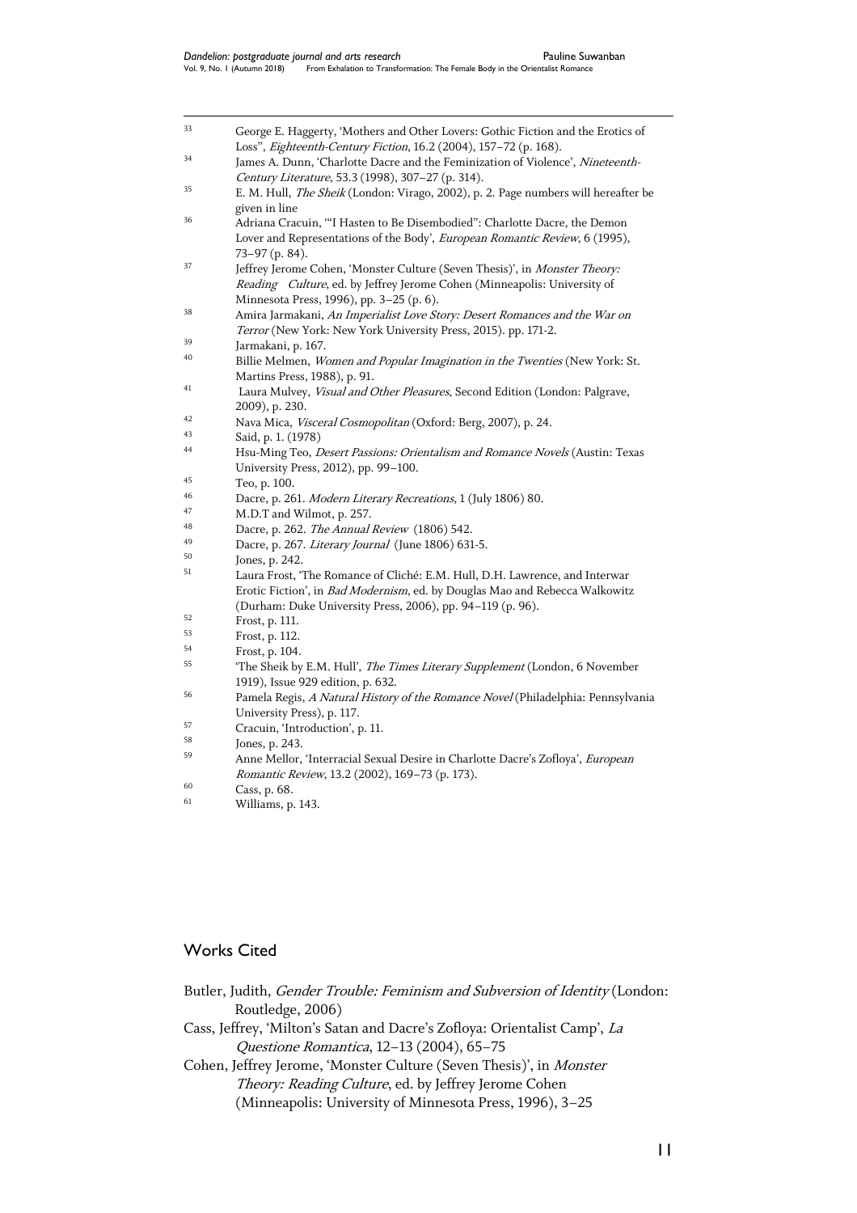[33] George E. Haggerty, 'Mothers and Other Lovers: Gothic Fiction and the Erotics of Loss'', *Eighteenth-Century Fiction*, 16.2 (2004), 157–72 (p. 168).

[34] James A. Dunn, 'Charlotte Dacre and the Feminization of Violence', *Nineteenth-Century Literature*, 53.3 (1998), 307–27 (p. 314).

[35] E. M. Hull, *The Sheik* (London: Virago, 2002), p. 2. Page numbers will hereafter be given in line

[36] Adriana Cracuin, '"I Hasten to Be Disembodied": Charlotte Dacre, the Demon Lover and Representations of the Body', *European Romantic Review*, 6 (1995), 73–97 (p. 84).

[37] Jeffrey Jerome Cohen, 'Monster Culture (Seven Thesis)', in *Monster Theory: Reading Culture*, ed. by Jeffrey Jerome Cohen (Minneapolis: University of Minnesota Press, 1996), pp. 3–25 (p. 6).

[38] Amira Jarmakani, *An Imperialist Love Story: Desert Romances and the War on Terror* (New York: New York University Press, 2015). pp. 171-2.

[39] Jarmakani, p. 167.

[40] Billie Melmen, *Women and Popular Imagination in the Twenties* (New York: St. Martins Press, 1988), p. 91.

[41] Laura Mulvey, *Visual and Other Pleasures*, Second Edition (London: Palgrave, 2009), p. 230.

[42] Nava Mica, *Visceral Cosmopolitan* (Oxford: Berg, 2007), p. 24.

[43] Said, p. 1. (1978)

[44] Hsu-Ming Teo, *Desert Passions: Orientalism and Romance Novels* (Austin: Texas University Press, 2012), pp. 99–100.

[45] Teo, p. 100.

[46] Dacre, p. 261. *Modern Literary Recreations*, 1 (July 1806) 80.

[47] M.D.T and Wilmot, p. 257.

[48] Dacre, p. 262. *The Annual Review* (1806) 542.

[49] Dacre, p. 267. *Literary Journal* (June 1806) 631-5.

[50] Jones, p. 242.

[51] Laura Frost, 'The Romance of Cliché: E.M. Hull, D.H. Lawrence, and Interwar Erotic Fiction', in *Bad Modernism*, ed. by Douglas Mao and Rebecca Walkowitz (Durham: Duke University Press, 2006), pp. 94–119 (p. 96).

[52] Frost, p. 111.

[53] Frost, p. 112.

[54] Frost, p. 104.

[55] 'The Sheik by E.M. Hull', *The Times Literary Supplement* (London, 6 November 1919), Issue 929 edition, p. 632.

[56] Pamela Regis, *A Natural History of the Romance Novel* (Philadelphia: Pennsylvania University Press), p. 117.

[57] Cracuin, 'Introduction', p. 11.

[58] Jones, p. 243.

[59] Anne Mellor, 'Interracial Sexual Desire in Charlotte Dacre's Zofloya', *European Romantic Review*, 13.2 (2002), 169–73 (p. 173).

[60] Cass, p. 68.

[61] Williams, p. 143.

## Works Cited

Butler, Judith, *Gender Trouble: Feminism and Subversion of Identity* (London: Routledge, 2006)

Cass, Jeffrey, 'Milton's Satan and Dacre's Zofloya: Orientalist Camp', *La Questione Romantica*, 12–13 (2004), 65–75

Cohen, Jeffrey Jerome, 'Monster Culture (Seven Thesis)', in *Monster Theory: Reading Culture*, ed. by Jeffrey Jerome Cohen (Minneapolis: University of Minnesota Press, 1996), 3–25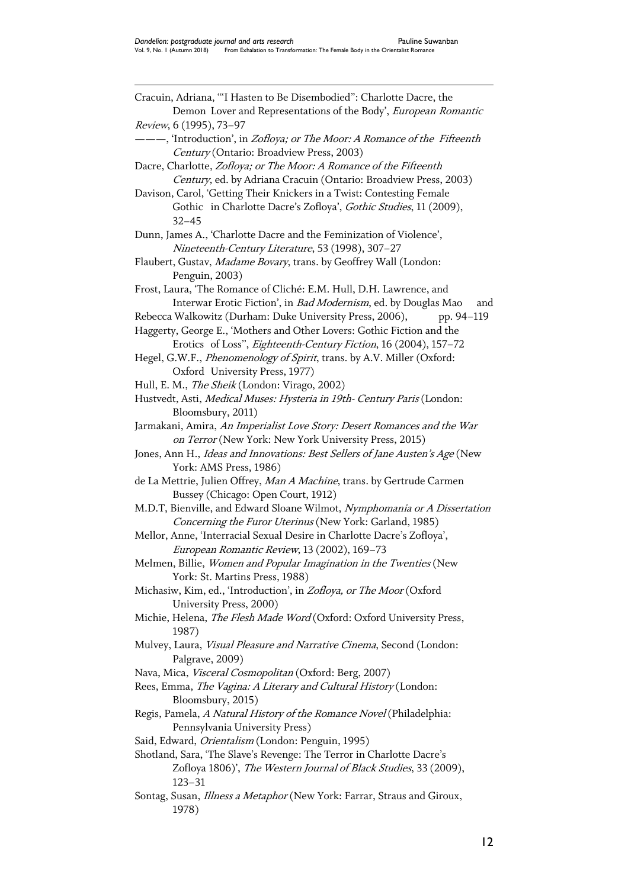Cracuin, Adriana, '"I Hasten to Be Disembodied": Charlotte Dacre, the Demon Lover and Representations of the Body', *European Romantic Review*, 6 (1995), 73–97

———, 'Introduction', in *Zofloya; or The Moor: A Romance of the Fifteenth Century* (Ontario: Broadview Press, 2003)

Dacre, Charlotte, *Zofloya; or The Moor: A Romance of the Fifteenth Century*, ed. by Adriana Cracuin (Ontario: Broadview Press, 2003)

Davison, Carol, 'Getting Their Knickers in a Twist: Contesting Female Gothic in Charlotte Dacre's Zofloya', *Gothic Studies*, 11 (2009), 32–45

Dunn, James A., 'Charlotte Dacre and the Feminization of Violence', *Nineteenth-Century Literature*, 53 (1998), 307–27

Flaubert, Gustav, *Madame Bovary*, trans. by Geoffrey Wall (London: Penguin, 2003)

Frost, Laura, 'The Romance of Cliché: E.M. Hull, D.H. Lawrence, and Interwar Erotic Fiction', in *Bad Modernism*, ed. by Douglas Mao and Rebecca Walkowitz (Durham: Duke University Press, 2006), pp. 94–119

Haggerty, George E., 'Mothers and Other Lovers: Gothic Fiction and the Erotics of Loss", *Eighteenth-Century Fiction*, 16 (2004), 157–72

Hegel, G.W.F., *Phenomenology of Spirit*, trans. by A.V. Miller (Oxford: Oxford University Press, 1977)

Hull, E. M., *The Sheik* (London: Virago, 2002)

Hustvedt, Asti, *Medical Muses: Hysteria in 19th- Century Paris* (London: Bloomsbury, 2011)

Jarmakani, Amira, *An Imperialist Love Story: Desert Romances and the War on Terror* (New York: New York University Press, 2015)

Jones, Ann H., *Ideas and Innovations: Best Sellers of Jane Austen's Age* (New York: AMS Press, 1986)

de La Mettrie, Julien Offrey, *Man A Machine*, trans. by Gertrude Carmen Bussey (Chicago: Open Court, 1912)

M.D.T, Bienville, and Edward Sloane Wilmot, *Nymphomania or A Dissertation Concerning the Furor Uterinus* (New York: Garland, 1985)

Mellor, Anne, 'Interracial Sexual Desire in Charlotte Dacre's Zofloya', *European Romantic Review*, 13 (2002), 169–73

Melmen, Billie, *Women and Popular Imagination in the Twenties* (New York: St. Martins Press, 1988)

Michasiw, Kim, ed., 'Introduction', in *Zofloya, or The Moor* (Oxford University Press, 2000)

Michie, Helena, *The Flesh Made Word* (Oxford: Oxford University Press, 1987)

Mulvey, Laura, *Visual Pleasure and Narrative Cinema*, Second (London: Palgrave, 2009)

Nava, Mica, *Visceral Cosmopolitan* (Oxford: Berg, 2007)

Rees, Emma, *The Vagina: A Literary and Cultural History* (London: Bloomsbury, 2015)

Regis, Pamela, *A Natural History of the Romance Novel* (Philadelphia: Pennsylvania University Press)

Said, Edward, *Orientalism* (London: Penguin, 1995)

Shotland, Sara, 'The Slave's Revenge: The Terror in Charlotte Dacre's Zofloya 1806)', *The Western Journal of Black Studies*, 33 (2009), 123–31

Sontag, Susan, *Illness a Metaphor* (New York: Farrar, Straus and Giroux, 1978)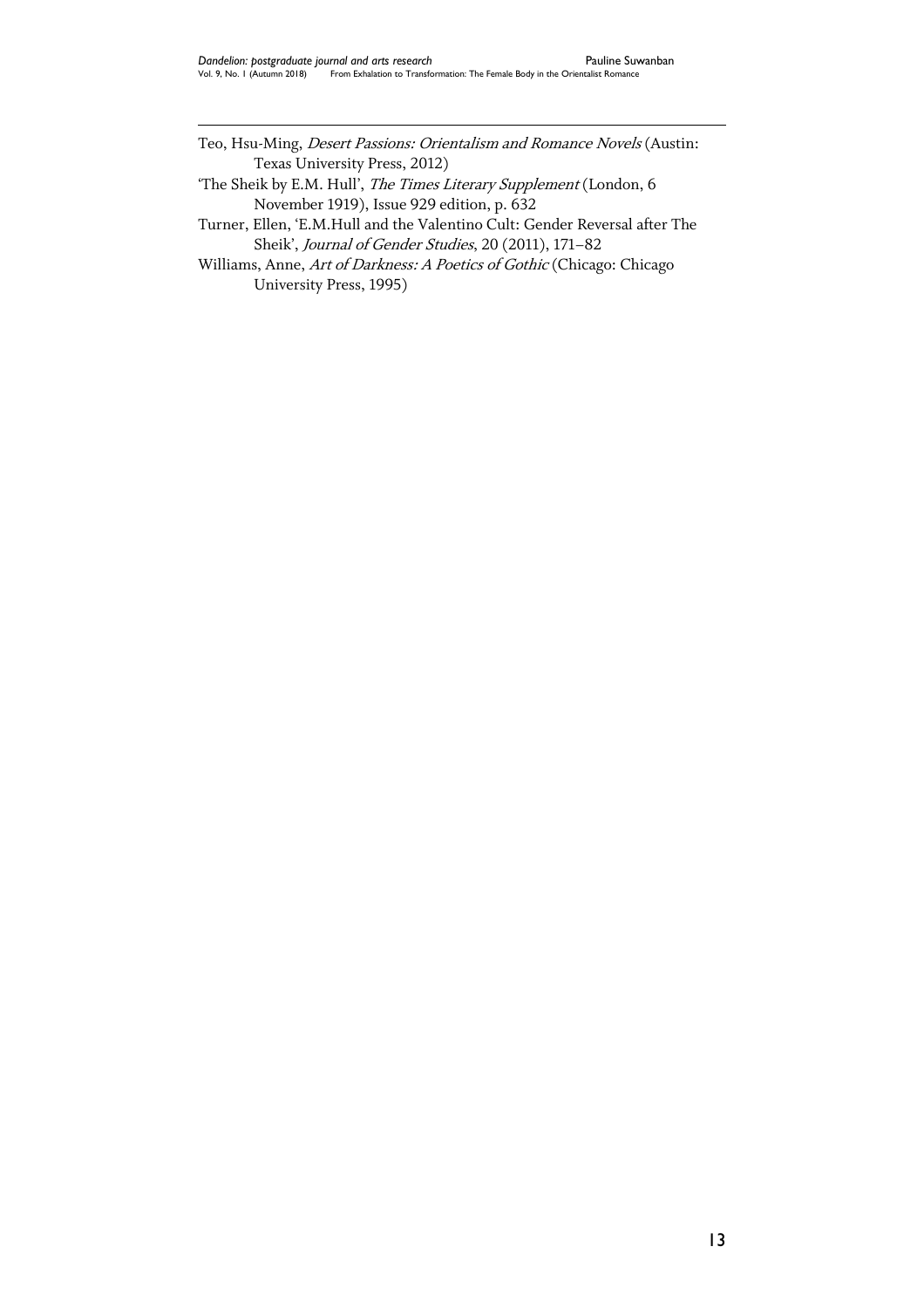Teo, Hsu-Ming, *Desert Passions: Orientalism and Romance Novels* (Austin: Texas University Press, 2012)

'The Sheik by E.M. Hull', *The Times Literary Supplement* (London, 6 November 1919), Issue 929 edition, p. 632

Turner, Ellen, 'E.M.Hull and the Valentino Cult: Gender Reversal after The Sheik', *Journal of Gender Studies*, 20 (2011), 171–82

Williams, Anne, *Art of Darkness: A Poetics of Gothic* (Chicago: Chicago University Press, 1995)